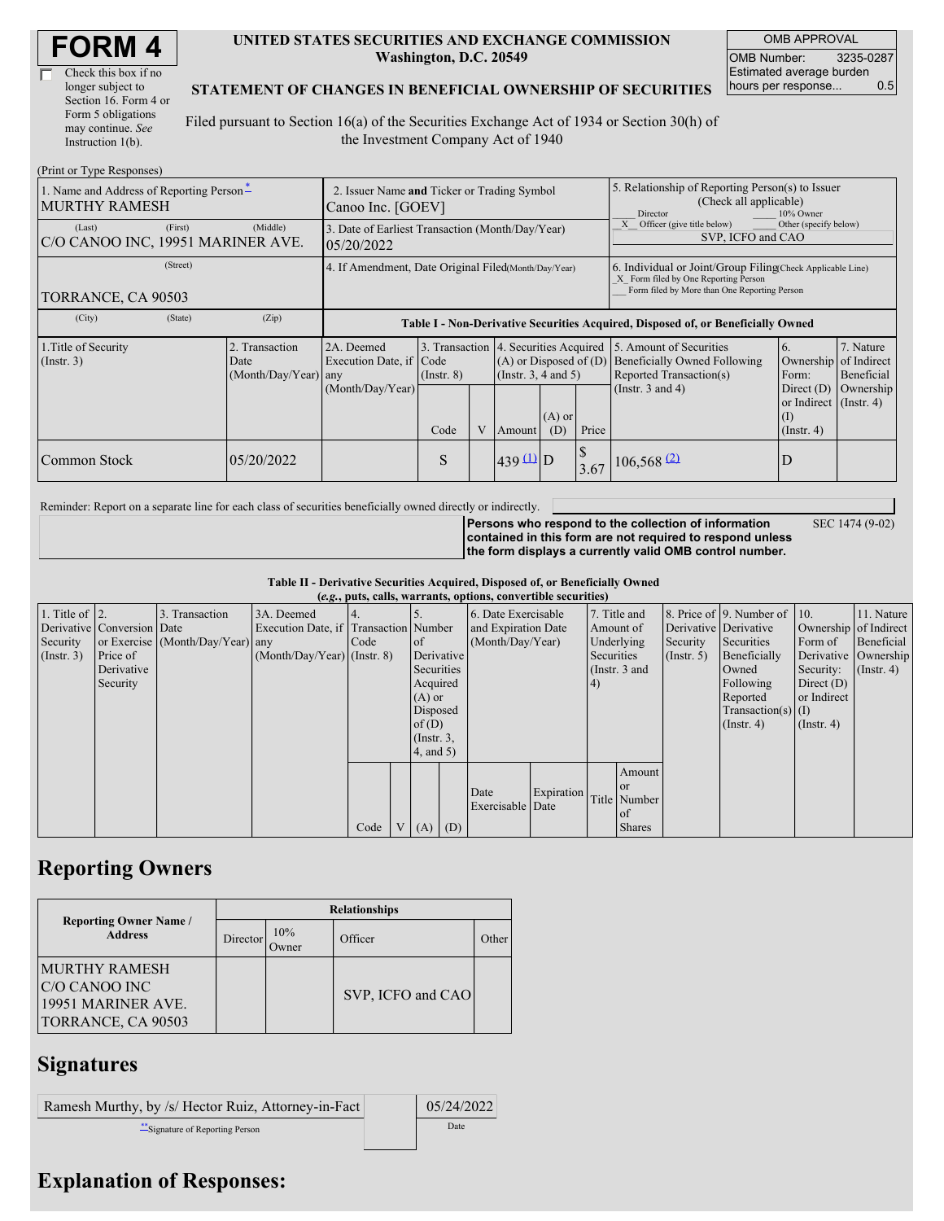# FORM 4

☐ Check this box if no longer subject to Section 16. Form 4 or Form 5 obligations may continue. *See* Instruction 1(b).

**UNITED STATES SECURITIES AND EXCHANGE COMMISSION**
**Washington, D.C. 20549**

**STATEMENT OF CHANGES IN BENEFICIAL OWNERSHIP OF SECURITIES**

Filed pursuant to Section 16(a) of the Securities Exchange Act of 1934 or Section 30(h) of the Investment Company Act of 1940

| OMB APPROVAL | |
|---|---|
| OMB Number: | 3235-0287 |
| Estimated average burden hours per response... | 0.5 |

(Print or Type Responses)

| 1. Name and Address of Reporting Person* | 2. Issuer Name and Ticker or Trading Symbol | 5. Relationship of Reporting Person(s) to Issuer (Check all applicable) |
|---|---|---|
| MURTHY RAMESH | Canoo Inc. [GOEV] | ___ Director ___ 10% Owner |
| (Last) (First) (Middle) C/O CANOO INC, 19951 MARINER AVE. | 3. Date of Earliest Transaction (Month/Day/Year) 05/20/2022 | _X_ Officer (give title below) ___ Other (specify below) SVP, ICFO and CAO |
| (Street) TORRANCE, CA 90503 | 4. If Amendment, Date Original Filed (Month/Day/Year) | 6. Individual or Joint/Group Filing (Check Applicable Line) _X_ Form filed by One Reporting Person ___ Form filed by More than One Reporting Person |
| (City) (State) (Zip) | | |

**Table I - Non-Derivative Securities Acquired, Disposed of, or Beneficially Owned**

| 1.Title of Security (Instr. 3) | 2. Transaction Date (Month/Day/Year) | 2A. Deemed Execution Date, if any (Month/Day/Year) | 3. Transaction Code (Instr. 8) | | 4. Securities Acquired (A) or Disposed of (D) (Instr. 3, 4 and 5) | | | 5. Amount of Securities Beneficially Owned Following Reported Transaction(s) (Instr. 3 and 4) | 6. Ownership Form: Direct (D) or Indirect (I) (Instr. 4) | 7. Nature of Indirect Beneficial Ownership (Instr. 4) |
|---|---|---|---|---|---|---|---|---|---|---|
| | | | Code | V | Amount | (A) or (D) | Price | | | |
| Common Stock | 05/20/2022 | | S | | 439 (1) | D | $ 3.67 | 106,568 (2) | D | |

Reminder: Report on a separate line for each class of securities beneficially owned directly or indirectly.

**Persons who respond to the collection of information contained in this form are not required to respond unless the form displays a currently valid OMB control number.** SEC 1474 (9-02)

**Table II - Derivative Securities Acquired, Disposed of, or Beneficially Owned**
**(*e.g.*, puts, calls, warrants, options, convertible securities)**

| 1. Title of Derivative Security (Instr. 3) | 2. Conversion or Exercise Price of Derivative Security | 3. Transaction Date (Month/Day/Year) | 3A. Deemed Execution Date, if any (Month/Day/Year) | 4. Transaction Code (Instr. 8) | | 5. Number of Derivative Securities Acquired (A) or Disposed of (D) (Instr. 3, 4, and 5) | | 6. Date Exercisable and Expiration Date (Month/Day/Year) | | 7. Title and Amount of Underlying Securities (Instr. 3 and 4) | | 8. Price of Derivative Security (Instr. 5) | 9. Number of Derivative Securities Beneficially Owned Following Reported Transaction(s) (Instr. 4) | 10. Ownership Form of Derivative Security: Direct (D) or Indirect (I) (Instr. 4) | 11. Nature of Indirect Beneficial Ownership (Instr. 4) |
|---|---|---|---|---|---|---|---|---|---|---|---|---|---|---|---|
| | | | | Code | V | (A) | (D) | Date Exercisable | Expiration Date | Title | Amount or Number of Shares | | | | |

## Reporting Owners

| Reporting Owner Name / Address | Relationships | | | |
|---|---|---|---|---|
| | Director | 10% Owner | Officer | Other |
| MURTHY RAMESH C/O CANOO INC 19951 MARINER AVE. TORRANCE, CA 90503 | | | SVP, ICFO and CAO | |

## Signatures

| Ramesh Murthy, by /s/ Hector Ruiz, Attorney-in-Fact | 05/24/2022 |
|---|---|
| **Signature of Reporting Person | Date |

## Explanation of Responses: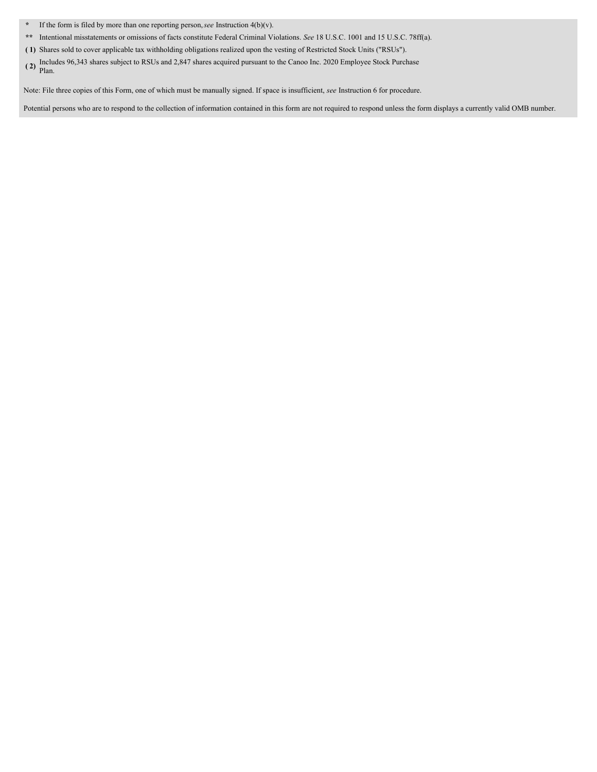\* If the form is filed by more than one reporting person, *see* Instruction 4(b)(v).

\*\* Intentional misstatements or omissions of facts constitute Federal Criminal Violations. *See* 18 U.S.C. 1001 and 15 U.S.C. 78ff(a).

**( 1)** Shares sold to cover applicable tax withholding obligations realized upon the vesting of Restricted Stock Units ("RSUs").

**( 2)** Includes 96,343 shares subject to RSUs and 2,847 shares acquired pursuant to the Canoo Inc. 2020 Employee Stock Purchase Plan.

Note: File three copies of this Form, one of which must be manually signed. If space is insufficient, *see* Instruction 6 for procedure.

Potential persons who are to respond to the collection of information contained in this form are not required to respond unless the form displays a currently valid OMB number.